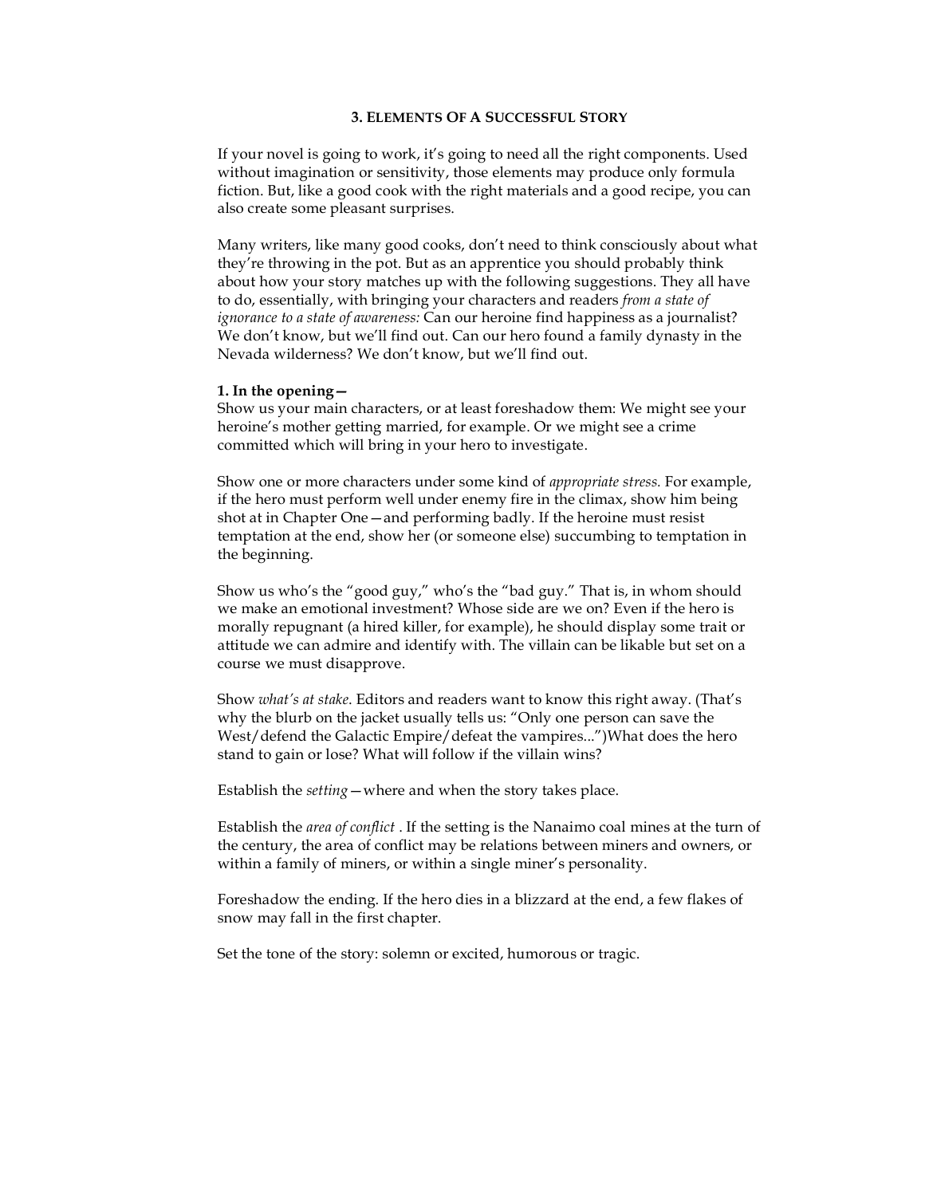## 3. Elements Of A Successful Story

If your novel is going to work, it's going to need all the right components. Used without imagination or sensitivity, those elements may produce only formula fiction. But, like a good cook with the right materials and a good recipe, you can also create some pleasant surprises.

Many writers, like many good cooks, don't need to think consciously about what they're throwing in the pot. But as an apprentice you should probably think about how your story matches up with the following suggestions. They all have to do, essentially, with bringing your characters and readers *from a state of ignorance to a state of awareness:* Can our heroine find happiness as a journalist? We don't know, but we'll find out. Can our hero found a family dynasty in the Nevada wilderness? We don't know, but we'll find out.

**1. In the opening—**

Show us your main characters, or at least foreshadow them: We might see your heroine's mother getting married, for example. Or we might see a crime committed which will bring in your hero to investigate.

Show one or more characters under some kind of *appropriate stress.* For example, if the hero must perform well under enemy fire in the climax, show him being shot at in Chapter One—and performing badly. If the heroine must resist temptation at the end, show her (or someone else) succumbing to temptation in the beginning.

Show us who's the "good guy," who's the "bad guy." That is, in whom should we make an emotional investment? Whose side are we on? Even if the hero is morally repugnant (a hired killer, for example), he should display some trait or attitude we can admire and identify with. The villain can be likable but set on a course we must disapprove.

Show *what's at stake*. Editors and readers want to know this right away. (That's why the blurb on the jacket usually tells us: "Only one person can save the West/defend the Galactic Empire/defeat the vampires...")What does the hero stand to gain or lose? What will follow if the villain wins?

Establish the *setting*—where and when the story takes place.

Establish the *area of conflict* . If the setting is the Nanaimo coal mines at the turn of the century, the area of conflict may be relations between miners and owners, or within a family of miners, or within a single miner's personality.

Foreshadow the ending. If the hero dies in a blizzard at the end, a few flakes of snow may fall in the first chapter.

Set the tone of the story: solemn or excited, humorous or tragic.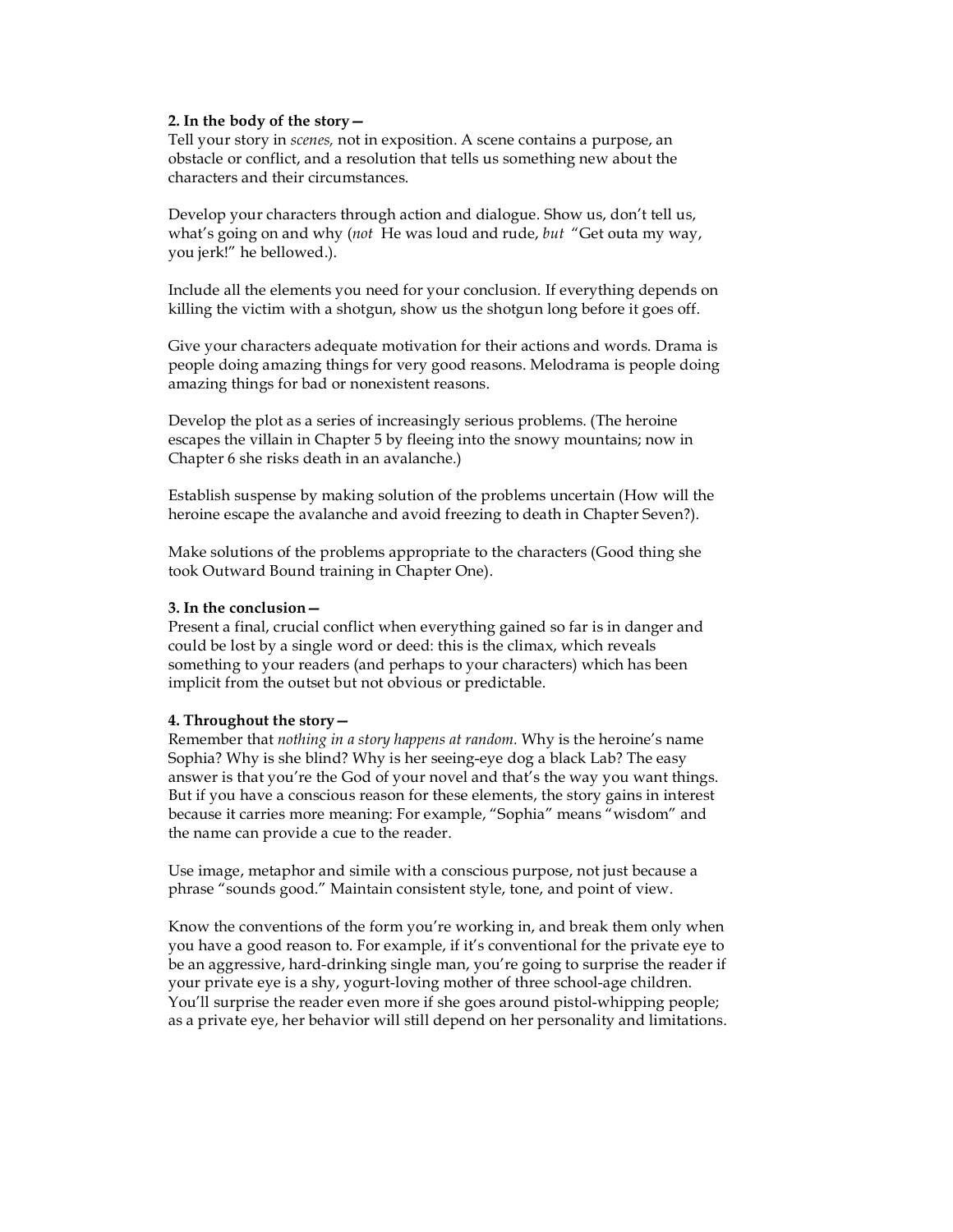**2. In the body of the story—**
Tell your story in *scenes,* not in exposition. A scene contains a purpose, an obstacle or conflict, and a resolution that tells us something new about the characters and their circumstances.

Develop your characters through action and dialogue. Show us, don't tell us, what's going on and why (*not* He was loud and rude, *but* "Get outa my way, you jerk!" he bellowed.).

Include all the elements you need for your conclusion. If everything depends on killing the victim with a shotgun, show us the shotgun long before it goes off.

Give your characters adequate motivation for their actions and words. Drama is people doing amazing things for very good reasons. Melodrama is people doing amazing things for bad or nonexistent reasons.

Develop the plot as a series of increasingly serious problems. (The heroine escapes the villain in Chapter 5 by fleeing into the snowy mountains; now in Chapter 6 she risks death in an avalanche.)

Establish suspense by making solution of the problems uncertain (How will the heroine escape the avalanche and avoid freezing to death in Chapter Seven?).

Make solutions of the problems appropriate to the characters (Good thing she took Outward Bound training in Chapter One).

**3. In the conclusion—**
Present a final, crucial conflict when everything gained so far is in danger and could be lost by a single word or deed: this is the climax, which reveals something to your readers (and perhaps to your characters) which has been implicit from the outset but not obvious or predictable.

**4. Throughout the story—**
Remember that *nothing in a story happens at random.* Why is the heroine's name Sophia? Why is she blind? Why is her seeing-eye dog a black Lab? The easy answer is that you're the God of your novel and that's the way you want things. But if you have a conscious reason for these elements, the story gains in interest because it carries more meaning: For example, "Sophia" means "wisdom" and the name can provide a cue to the reader.

Use image, metaphor and simile with a conscious purpose, not just because a phrase "sounds good." Maintain consistent style, tone, and point of view.

Know the conventions of the form you're working in, and break them only when you have a good reason to. For example, if it's conventional for the private eye to be an aggressive, hard-drinking single man, you're going to surprise the reader if your private eye is a shy, yogurt-loving mother of three school-age children. You'll surprise the reader even more if she goes around pistol-whipping people; as a private eye, her behavior will still depend on her personality and limitations.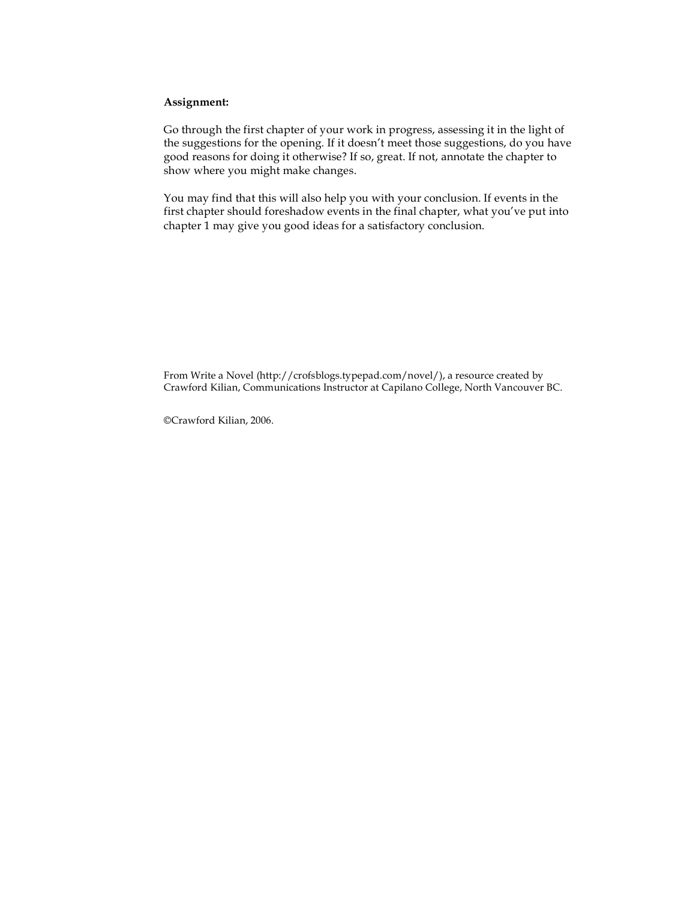**Assignment:**

Go through the first chapter of your work in progress, assessing it in the light of the suggestions for the opening. If it doesn't meet those suggestions, do you have good reasons for doing it otherwise? If so, great. If not, annotate the chapter to show where you might make changes.

You may find that this will also help you with your conclusion. If events in the first chapter should foreshadow events in the final chapter, what you've put into chapter 1 may give you good ideas for a satisfactory conclusion.

From Write a Novel (http://crofsblogs.typepad.com/novel/), a resource created by Crawford Kilian, Communications Instructor at Capilano College, North Vancouver BC.

©Crawford Kilian, 2006.